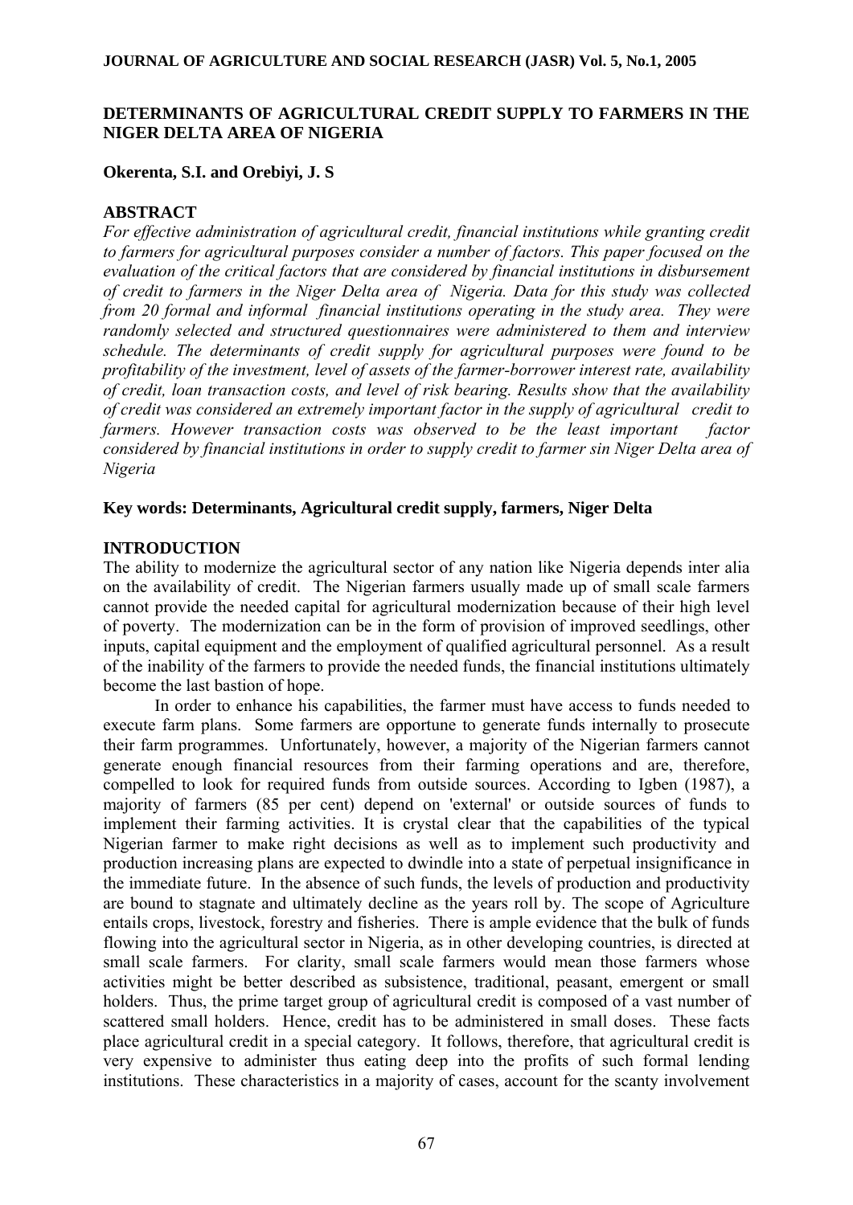## DETERMINANTS OF AGRICULTURAL CREDIT SUPPLY TO FARMERS IN THE NIGER DELTA AREA OF NIGERIA

**Okerenta, S.I. and Orebiyi, J. S**

### ABSTRACT

*For effective administration of agricultural credit, financial institutions while granting credit to farmers for agricultural purposes consider a number of factors. This paper focused on the evaluation of the critical factors that are considered by financial institutions in disbursement of credit to farmers in the Niger Delta area of Nigeria. Data for this study was collected from 20 formal and informal financial institutions operating in the study area. They were randomly selected and structured questionnaires were administered to them and interview schedule. The determinants of credit supply for agricultural purposes were found to be profitability of the investment, level of assets of the farmer-borrower interest rate, availability of credit, loan transaction costs, and level of risk bearing. Results show that the availability of credit was considered an extremely important factor in the supply of agricultural credit to farmers. However transaction costs was observed to be the least important factor considered by financial institutions in order to supply credit to farmer sin Niger Delta area of Nigeria*

**Key words: Determinants, Agricultural credit supply, farmers, Niger Delta**

### INTRODUCTION

The ability to modernize the agricultural sector of any nation like Nigeria depends inter alia on the availability of credit. The Nigerian farmers usually made up of small scale farmers cannot provide the needed capital for agricultural modernization because of their high level of poverty. The modernization can be in the form of provision of improved seedlings, other inputs, capital equipment and the employment of qualified agricultural personnel. As a result of the inability of the farmers to provide the needed funds, the financial institutions ultimately become the last bastion of hope.

In order to enhance his capabilities, the farmer must have access to funds needed to execute farm plans. Some farmers are opportune to generate funds internally to prosecute their farm programmes. Unfortunately, however, a majority of the Nigerian farmers cannot generate enough financial resources from their farming operations and are, therefore, compelled to look for required funds from outside sources. According to Igben (1987), a majority of farmers (85 per cent) depend on 'external' or outside sources of funds to implement their farming activities. It is crystal clear that the capabilities of the typical Nigerian farmer to make right decisions as well as to implement such productivity and production increasing plans are expected to dwindle into a state of perpetual insignificance in the immediate future. In the absence of such funds, the levels of production and productivity are bound to stagnate and ultimately decline as the years roll by. The scope of Agriculture entails crops, livestock, forestry and fisheries. There is ample evidence that the bulk of funds flowing into the agricultural sector in Nigeria, as in other developing countries, is directed at small scale farmers. For clarity, small scale farmers would mean those farmers whose activities might be better described as subsistence, traditional, peasant, emergent or small holders. Thus, the prime target group of agricultural credit is composed of a vast number of scattered small holders. Hence, credit has to be administered in small doses. These facts place agricultural credit in a special category. It follows, therefore, that agricultural credit is very expensive to administer thus eating deep into the profits of such formal lending institutions. These characteristics in a majority of cases, account for the scanty involvement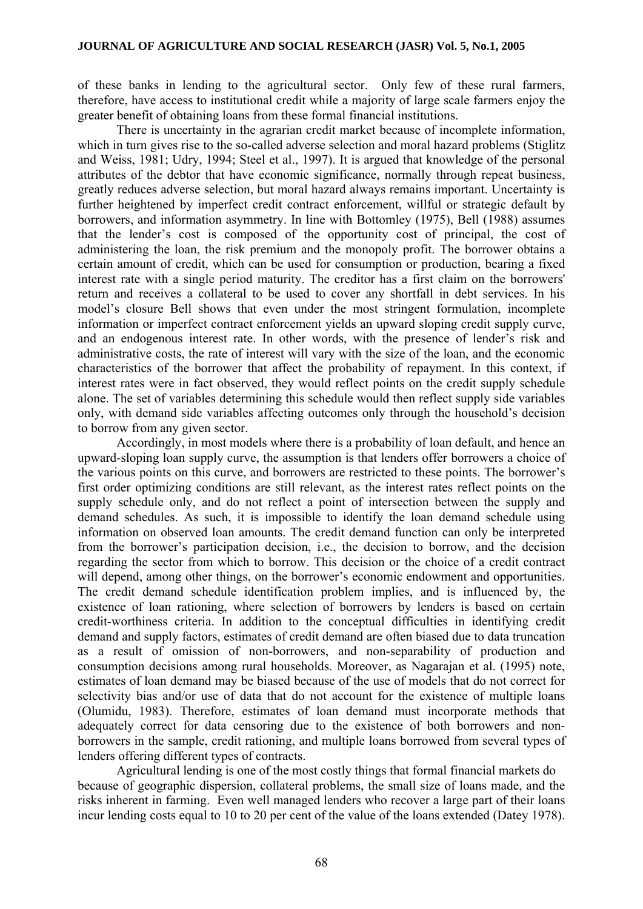of these banks in lending to the agricultural sector. Only few of these rural farmers, therefore, have access to institutional credit while a majority of large scale farmers enjoy the greater benefit of obtaining loans from these formal financial institutions.

There is uncertainty in the agrarian credit market because of incomplete information, which in turn gives rise to the so-called adverse selection and moral hazard problems (Stiglitz and Weiss, 1981; Udry, 1994; Steel et al., 1997). It is argued that knowledge of the personal attributes of the debtor that have economic significance, normally through repeat business, greatly reduces adverse selection, but moral hazard always remains important. Uncertainty is further heightened by imperfect credit contract enforcement, willful or strategic default by borrowers, and information asymmetry. In line with Bottomley (1975), Bell (1988) assumes that the lender's cost is composed of the opportunity cost of principal, the cost of administering the loan, the risk premium and the monopoly profit. The borrower obtains a certain amount of credit, which can be used for consumption or production, bearing a fixed interest rate with a single period maturity. The creditor has a first claim on the borrowers' return and receives a collateral to be used to cover any shortfall in debt services. In his model's closure Bell shows that even under the most stringent formulation, incomplete information or imperfect contract enforcement yields an upward sloping credit supply curve, and an endogenous interest rate. In other words, with the presence of lender's risk and administrative costs, the rate of interest will vary with the size of the loan, and the economic characteristics of the borrower that affect the probability of repayment. In this context, if interest rates were in fact observed, they would reflect points on the credit supply schedule alone. The set of variables determining this schedule would then reflect supply side variables only, with demand side variables affecting outcomes only through the household's decision to borrow from any given sector.

Accordingly, in most models where there is a probability of loan default, and hence an upward-sloping loan supply curve, the assumption is that lenders offer borrowers a choice of the various points on this curve, and borrowers are restricted to these points. The borrower's first order optimizing conditions are still relevant, as the interest rates reflect points on the supply schedule only, and do not reflect a point of intersection between the supply and demand schedules. As such, it is impossible to identify the loan demand schedule using information on observed loan amounts. The credit demand function can only be interpreted from the borrower's participation decision, i.e., the decision to borrow, and the decision regarding the sector from which to borrow. This decision or the choice of a credit contract will depend, among other things, on the borrower's economic endowment and opportunities. The credit demand schedule identification problem implies, and is influenced by, the existence of loan rationing, where selection of borrowers by lenders is based on certain credit-worthiness criteria. In addition to the conceptual difficulties in identifying credit demand and supply factors, estimates of credit demand are often biased due to data truncation as a result of omission of non-borrowers, and non-separability of production and consumption decisions among rural households. Moreover, as Nagarajan et al. (1995) note, estimates of loan demand may be biased because of the use of models that do not correct for selectivity bias and/or use of data that do not account for the existence of multiple loans (Olumidu, 1983). Therefore, estimates of loan demand must incorporate methods that adequately correct for data censoring due to the existence of both borrowers and non-borrowers in the sample, credit rationing, and multiple loans borrowed from several types of lenders offering different types of contracts.

Agricultural lending is one of the most costly things that formal financial markets do because of geographic dispersion, collateral problems, the small size of loans made, and the risks inherent in farming. Even well managed lenders who recover a large part of their loans incur lending costs equal to 10 to 20 per cent of the value of the loans extended (Datey 1978).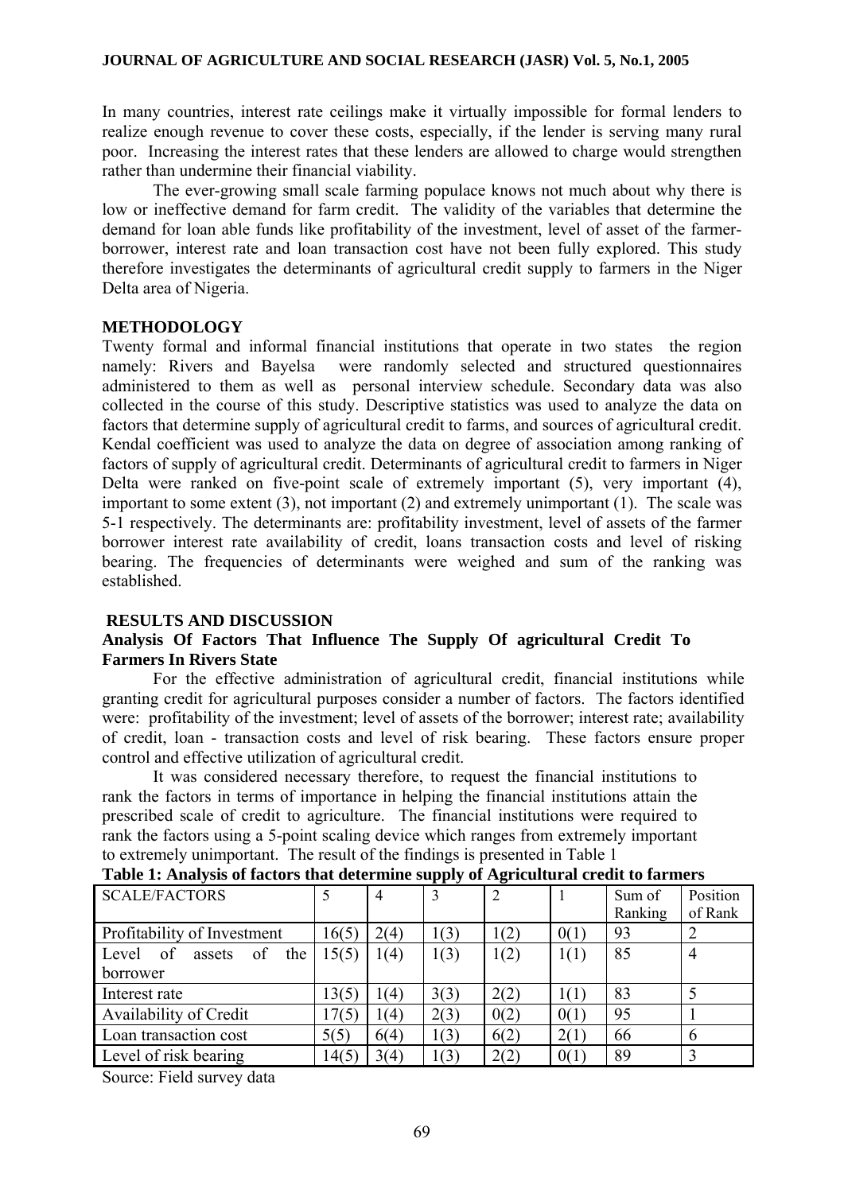In many countries, interest rate ceilings make it virtually impossible for formal lenders to realize enough revenue to cover these costs, especially, if the lender is serving many rural poor. Increasing the interest rates that these lenders are allowed to charge would strengthen rather than undermine their financial viability.

The ever-growing small scale farming populace knows not much about why there is low or ineffective demand for farm credit. The validity of the variables that determine the demand for loan able funds like profitability of the investment, level of asset of the farmer-borrower, interest rate and loan transaction cost have not been fully explored. This study therefore investigates the determinants of agricultural credit supply to farmers in the Niger Delta area of Nigeria.

## METHODOLOGY

Twenty formal and informal financial institutions that operate in two states the region namely: Rivers and Bayelsa were randomly selected and structured questionnaires administered to them as well as personal interview schedule. Secondary data was also collected in the course of this study. Descriptive statistics was used to analyze the data on factors that determine supply of agricultural credit to farms, and sources of agricultural credit. Kendal coefficient was used to analyze the data on degree of association among ranking of factors of supply of agricultural credit. Determinants of agricultural credit to farmers in Niger Delta were ranked on five-point scale of extremely important (5), very important (4), important to some extent (3), not important (2) and extremely unimportant (1). The scale was 5-1 respectively. The determinants are: profitability investment, level of assets of the farmer borrower interest rate availability of credit, loans transaction costs and level of risking bearing. The frequencies of determinants were weighed and sum of the ranking was established.

## RESULTS AND DISCUSSION

### Analysis Of Factors That Influence The Supply Of agricultural Credit To Farmers In Rivers State

For the effective administration of agricultural credit, financial institutions while granting credit for agricultural purposes consider a number of factors. The factors identified were: profitability of the investment; level of assets of the borrower; interest rate; availability of credit, loan - transaction costs and level of risk bearing. These factors ensure proper control and effective utilization of agricultural credit.

It was considered necessary therefore, to request the financial institutions to rank the factors in terms of importance in helping the financial institutions attain the prescribed scale of credit to agriculture. The financial institutions were required to rank the factors using a 5-point scaling device which ranges from extremely important to extremely unimportant. The result of the findings is presented in Table 1

**Table 1: Analysis of factors that determine supply of Agricultural credit to farmers**

| SCALE/FACTORS | 5 | 4 | 3 | 2 | 1 | Sum of Ranking | Position of Rank |
|---|---|---|---|---|---|---|---|
| Profitability of Investment | 16(5) | 2(4) | 1(3) | 1(2) | 0(1) | 93 | 2 |
| Level of assets of the borrower | 15(5) | 1(4) | 1(3) | 1(2) | 1(1) | 85 | 4 |
| Interest rate | 13(5) | 1(4) | 3(3) | 2(2) | 1(1) | 83 | 5 |
| Availability of Credit | 17(5) | 1(4) | 2(3) | 0(2) | 0(1) | 95 | 1 |
| Loan transaction cost | 5(5) | 6(4) | 1(3) | 6(2) | 2(1) | 66 | 6 |
| Level of risk bearing | 14(5) | 3(4) | 1(3) | 2(2) | 0(1) | 89 | 3 |

Source: Field survey data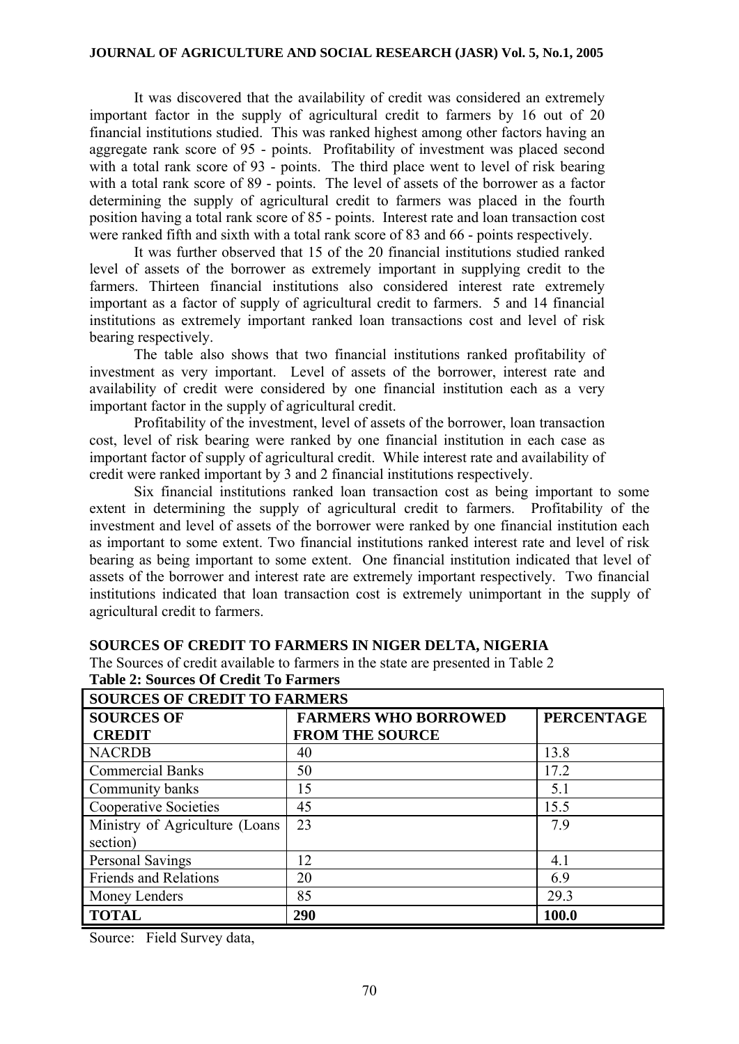It was discovered that the availability of credit was considered an extremely important factor in the supply of agricultural credit to farmers by 16 out of 20 financial institutions studied. This was ranked highest among other factors having an aggregate rank score of 95 - points. Profitability of investment was placed second with a total rank score of 93 - points. The third place went to level of risk bearing with a total rank score of 89 - points. The level of assets of the borrower as a factor determining the supply of agricultural credit to farmers was placed in the fourth position having a total rank score of 85 - points. Interest rate and loan transaction cost were ranked fifth and sixth with a total rank score of 83 and 66 - points respectively.

It was further observed that 15 of the 20 financial institutions studied ranked level of assets of the borrower as extremely important in supplying credit to the farmers. Thirteen financial institutions also considered interest rate extremely important as a factor of supply of agricultural credit to farmers. 5 and 14 financial institutions as extremely important ranked loan transactions cost and level of risk bearing respectively.

The table also shows that two financial institutions ranked profitability of investment as very important. Level of assets of the borrower, interest rate and availability of credit were considered by one financial institution each as a very important factor in the supply of agricultural credit.

Profitability of the investment, level of assets of the borrower, loan transaction cost, level of risk bearing were ranked by one financial institution in each case as important factor of supply of agricultural credit. While interest rate and availability of credit were ranked important by 3 and 2 financial institutions respectively.

Six financial institutions ranked loan transaction cost as being important to some extent in determining the supply of agricultural credit to farmers. Profitability of the investment and level of assets of the borrower were ranked by one financial institution each as important to some extent. Two financial institutions ranked interest rate and level of risk bearing as being important to some extent. One financial institution indicated that level of assets of the borrower and interest rate are extremely important respectively. Two financial institutions indicated that loan transaction cost is extremely unimportant in the supply of agricultural credit to farmers.

## SOURCES OF CREDIT TO FARMERS IN NIGER DELTA, NIGERIA

The Sources of credit available to farmers in the state are presented in Table 2

**Table 2: Sources Of Credit To Farmers**

| SOURCES OF CREDIT TO FARMERS | | |
|---|---|---|
| **SOURCES OF CREDIT** | **FARMERS WHO BORROWED FROM THE SOURCE** | **PERCENTAGE** |
| NACRDB | 40 | 13.8 |
| Commercial Banks | 50 | 17.2 |
| Community banks | 15 | 5.1 |
| Cooperative Societies | 45 | 15.5 |
| Ministry of Agriculture (Loans section) | 23 | 7.9 |
| Personal Savings | 12 | 4.1 |
| Friends and Relations | 20 | 6.9 |
| Money Lenders | 85 | 29.3 |
| **TOTAL** | **290** | **100.0** |

Source: Field Survey data,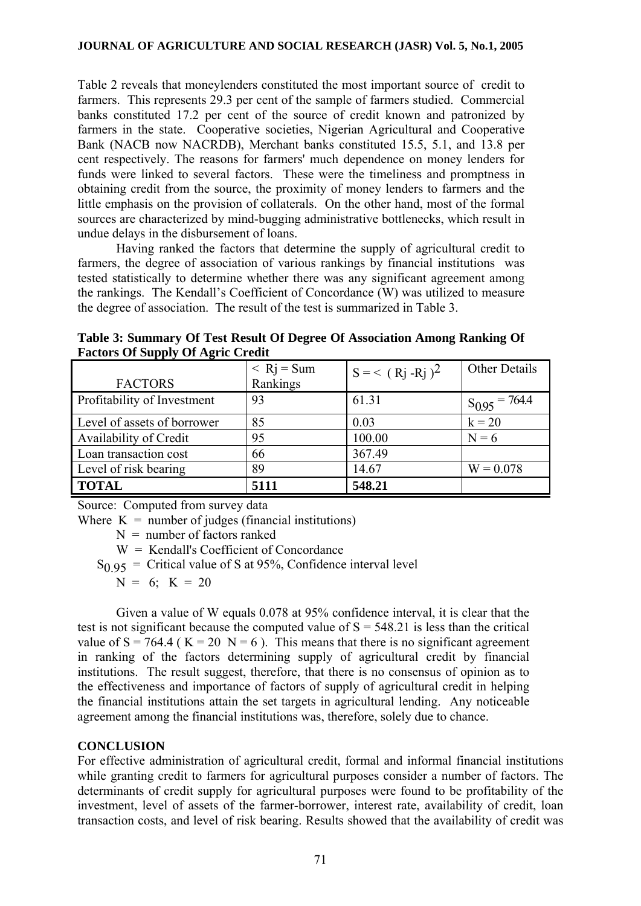Table 2 reveals that moneylenders constituted the most important source of credit to farmers. This represents 29.3 per cent of the sample of farmers studied. Commercial banks constituted 17.2 per cent of the source of credit known and patronized by farmers in the state. Cooperative societies, Nigerian Agricultural and Cooperative Bank (NACB now NACRDB), Merchant banks constituted 15.5, 5.1, and 13.8 per cent respectively. The reasons for farmers' much dependence on money lenders for funds were linked to several factors. These were the timeliness and promptness in obtaining credit from the source, the proximity of money lenders to farmers and the little emphasis on the provision of collaterals. On the other hand, most of the formal sources are characterized by mind-bugging administrative bottlenecks, which result in undue delays in the disbursement of loans.

Having ranked the factors that determine the supply of agricultural credit to farmers, the degree of association of various rankings by financial institutions was tested statistically to determine whether there was any significant agreement among the rankings. The Kendall's Coefficient of Concordance (W) was utilized to measure the degree of association. The result of the test is summarized in Table 3.

**Table 3: Summary Of Test Result Of Degree Of Association Among Ranking Of Factors Of Supply Of Agric Credit**

| FACTORS | < Rj = Sum Rankings | $S = < (Rj - Rj)^2$ | Other Details |
|---|---|---|---|
| Profitability of Investment | 93 | 61.31 | $S_{0.95} = 764.4$ |
| Level of assets of borrower | 85 | 0.03 | k = 20 |
| Availability of Credit | 95 | 100.00 | N = 6 |
| Loan transaction cost | 66 | 367.49 | |
| Level of risk bearing | 89 | 14.67 | W = 0.078 |
| **TOTAL** | **5111** | **548.21** | |

Source: Computed from survey data

Where K = number of judges (financial institutions)

N = number of factors ranked

W = Kendall's Coefficient of Concordance

$S_{0.95}$ = Critical value of S at 95%, Confidence interval level

N = 6; K = 20

Given a value of W equals 0.078 at 95% confidence interval, it is clear that the test is not significant because the computed value of S = 548.21 is less than the critical value of S = 764.4 ( K = 20 N = 6 ). This means that there is no significant agreement in ranking of the factors determining supply of agricultural credit by financial institutions. The result suggest, therefore, that there is no consensus of opinion as to the effectiveness and importance of factors of supply of agricultural credit in helping the financial institutions attain the set targets in agricultural lending. Any noticeable agreement among the financial institutions was, therefore, solely due to chance.

## CONCLUSION

For effective administration of agricultural credit, formal and informal financial institutions while granting credit to farmers for agricultural purposes consider a number of factors. The determinants of credit supply for agricultural purposes were found to be profitability of the investment, level of assets of the farmer-borrower, interest rate, availability of credit, loan transaction costs, and level of risk bearing. Results showed that the availability of credit was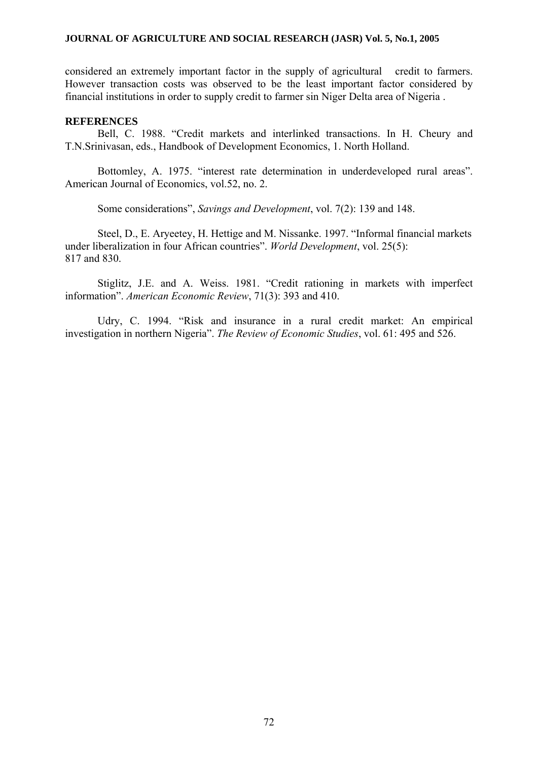considered an extremely important factor in the supply of agricultural credit to farmers. However transaction costs was observed to be the least important factor considered by financial institutions in order to supply credit to farmer sin Niger Delta area of Nigeria .

**REFERENCES**

Bell, C. 1988. "Credit markets and interlinked transactions. In H. Cheury and T.N.Srinivasan, eds., Handbook of Development Economics, 1. North Holland.

Bottomley, A. 1975. "interest rate determination in underdeveloped rural areas". American Journal of Economics, vol.52, no. 2.

Some considerations", *Savings and Development*, vol. 7(2): 139 and 148.

Steel, D., E. Aryeetey, H. Hettige and M. Nissanke. 1997. "Informal financial markets under liberalization in four African countries". *World Development*, vol. 25(5): 817 and 830.

Stiglitz, J.E. and A. Weiss. 1981. "Credit rationing in markets with imperfect information". *American Economic Review*, 71(3): 393 and 410.

Udry, C. 1994. "Risk and insurance in a rural credit market: An empirical investigation in northern Nigeria". *The Review of Economic Studies*, vol. 61: 495 and 526.